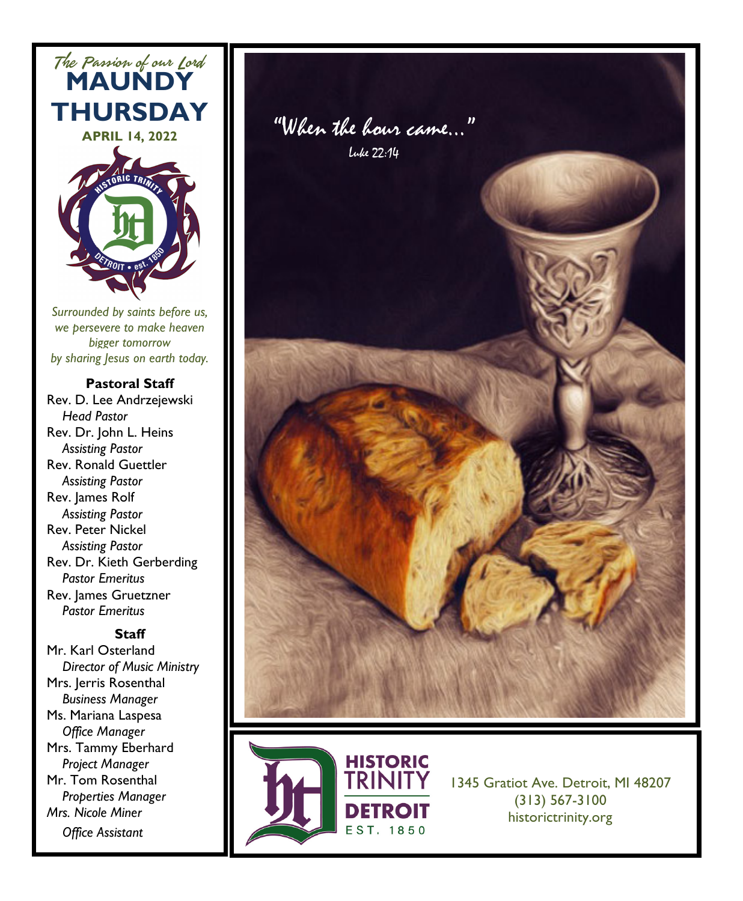*The Passion of our Lord*

# MAUNDY THURSDAY

**APRIL 14, 2022**

*Surrounded by saints before us, we persevere to make heaven bigger tomorrow by sharing Jesus on earth today.*

**Pastoral Staff**

Rev. D. Lee Andrzejewski
*Head Pastor*
Rev. Dr. John L. Heins
*Assisting Pastor*
Rev. Ronald Guettler
*Assisting Pastor*
Rev. James Rolf
*Assisting Pastor*
Rev. Peter Nickel
*Assisting Pastor*
Rev. Dr. Kieth Gerberding
*Pastor Emeritus*
Rev. James Gruetzner
*Pastor Emeritus*

**Staff**

Mr. Karl Osterland
*Director of Music Ministry*
Mrs. Jerris Rosenthal
*Business Manager*
Ms. Mariana Laspesa
*Office Manager*
Mrs. Tammy Eberhard
*Project Manager*
Mr. Tom Rosenthal
*Properties Manager*
*Mrs. Nicole Miner*
*Office Assistant*

*"When the hour came..."*
Luke 22:14

HISTORIC TRINITY DETROIT EST. 1850

1345 Gratiot Ave. Detroit, MI 48207
(313) 567-3100
historictrinity.org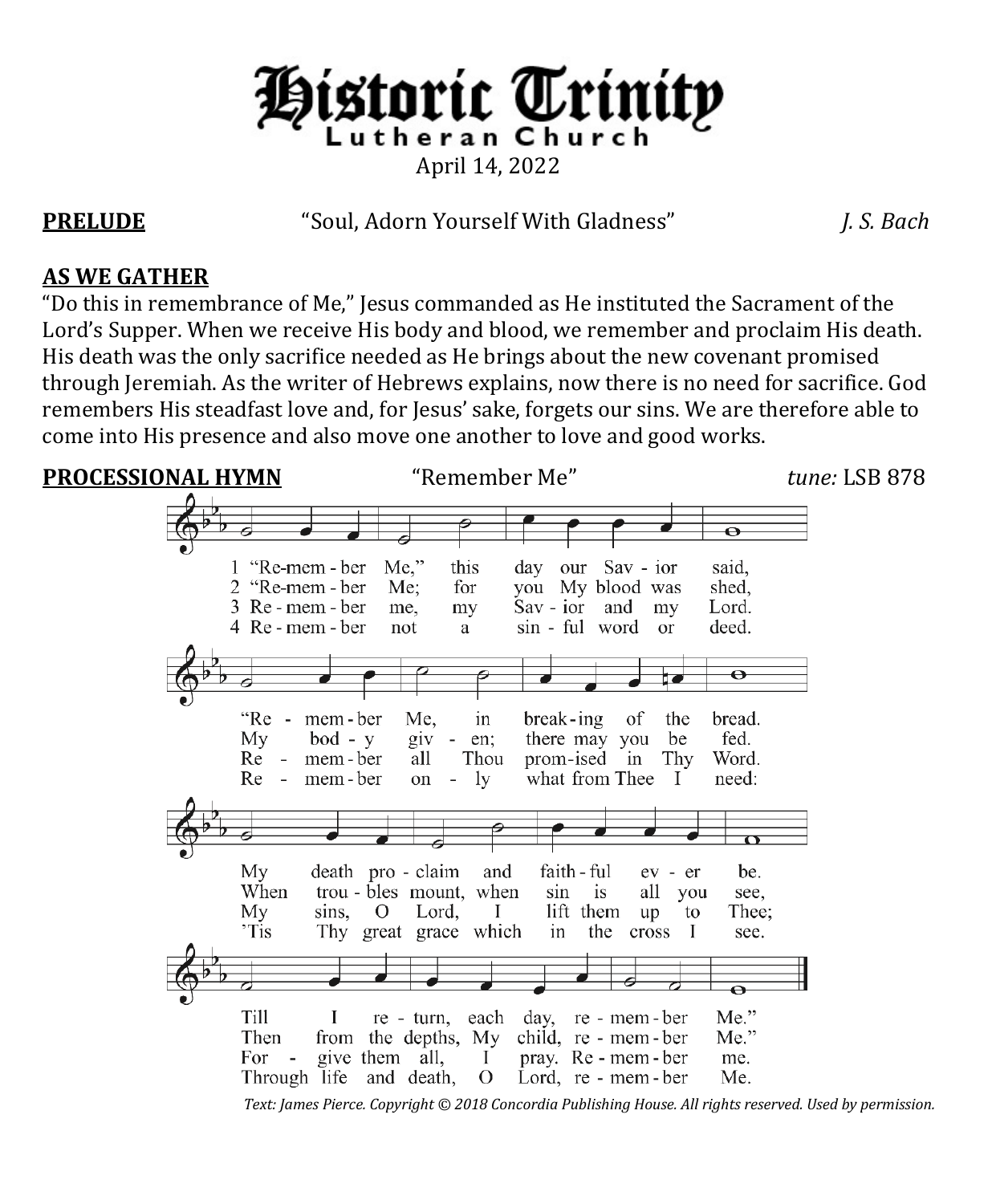# Historic Trinity Lutheran Church

April 14, 2022

**PRELUDE** "Soul, Adorn Yourself With Gladness" *J. S. Bach*

**AS WE GATHER**

"Do this in remembrance of Me," Jesus commanded as He instituted the Sacrament of the Lord's Supper. When we receive His body and blood, we remember and proclaim His death. His death was the only sacrifice needed as He brings about the new covenant promised through Jeremiah. As the writer of Hebrews explains, now there is no need for sacrifice. God remembers His steadfast love and, for Jesus' sake, forgets our sins. We are therefore able to come into His presence and also move one another to love and good works.

**PROCESSIONAL HYMN** "Remember Me" *tune:* LSB 878

1 "Remember Me," this day our Savior said,
"Remember Me, in breaking of the bread.
My death proclaim and faithful ever be.
Till I return, each day, remember Me."

2 "Remember Me; for you My blood was shed,
My body given; there may you be fed.
When troubles mount, when sin is all you see,
Then from the depths, My child, remember Me."

3 Remember me, my Savior and my Lord.
Remember all Thou promised in Thy Word.
My sins, O Lord, I lift them up to Thee;
Forgive them all, I pray. Remember me.

4 Remember not a sinful word or deed.
Remember only what from Thee I need:
'Tis Thy great grace which in the cross I see.
Through life and death, O Lord, remember Me.

*Text: James Pierce. Copyright © 2018 Concordia Publishing House. All rights reserved. Used by permission.*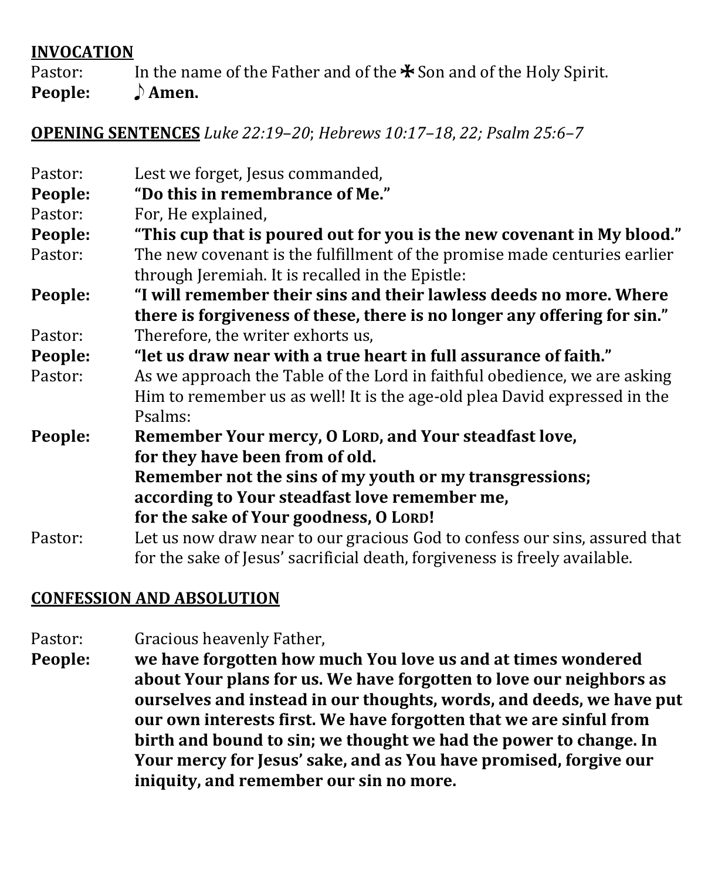**INVOCATION**

Pastor: In the name of the Father and of the ✠ Son and of the Holy Spirit.
**People: ♪ Amen.**

**OPENING SENTENCES** *Luke 22:19–20*; *Hebrews 10:17–18*, *22; Psalm 25:6–7*

Pastor: Lest we forget, Jesus commanded,
**People: "Do this in remembrance of Me."**
Pastor: For, He explained,
**People: "This cup that is poured out for you is the new covenant in My blood."**
Pastor: The new covenant is the fulfillment of the promise made centuries earlier through Jeremiah. It is recalled in the Epistle:
**People: "I will remember their sins and their lawless deeds no more. Where there is forgiveness of these, there is no longer any offering for sin."**
Pastor: Therefore, the writer exhorts us,
**People: "let us draw near with a true heart in full assurance of faith."**
Pastor: As we approach the Table of the Lord in faithful obedience, we are asking Him to remember us as well! It is the age-old plea David expressed in the Psalms:
**People: Remember Your mercy, O LORD, and Your steadfast love,**
**for they have been from of old.**
**Remember not the sins of my youth or my transgressions;**
**according to Your steadfast love remember me,**
**for the sake of Your goodness, O LORD!**
Pastor: Let us now draw near to our gracious God to confess our sins, assured that for the sake of Jesus' sacrificial death, forgiveness is freely available.

**CONFESSION AND ABSOLUTION**

Pastor: Gracious heavenly Father,
**People: we have forgotten how much You love us and at times wondered about Your plans for us. We have forgotten to love our neighbors as ourselves and instead in our thoughts, words, and deeds, we have put our own interests first. We have forgotten that we are sinful from birth and bound to sin; we thought we had the power to change. In Your mercy for Jesus' sake, and as You have promised, forgive our iniquity, and remember our sin no more.**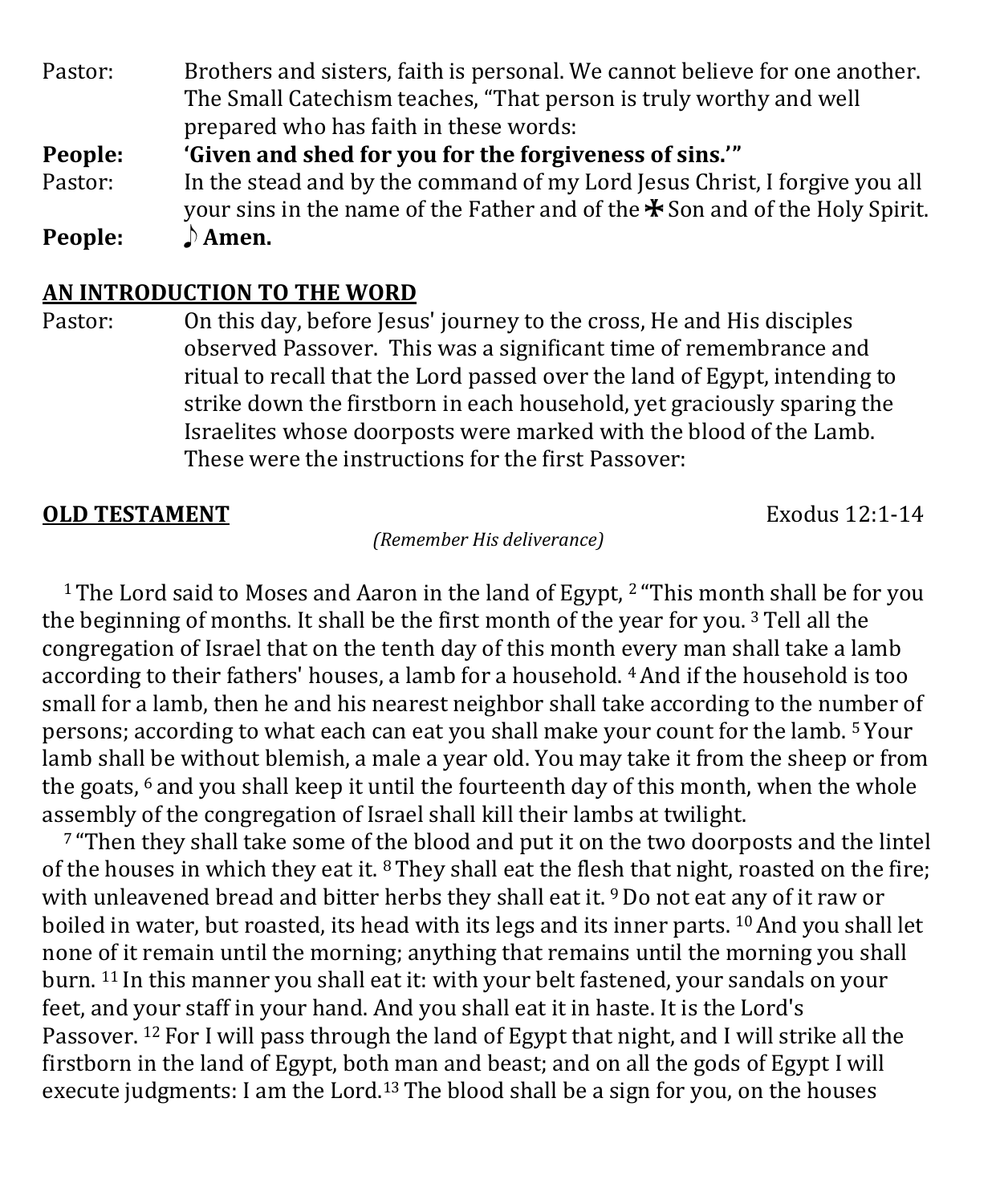Pastor: Brothers and sisters, faith is personal. We cannot believe for one another. The Small Catechism teaches, "That person is truly worthy and well prepared who has faith in these words:

**People: 'Given and shed for you for the forgiveness of sins.'"**

Pastor: In the stead and by the command of my Lord Jesus Christ, I forgive you all your sins in the name of the Father and of the ✠ Son and of the Holy Spirit.

**People: ♪ Amen.**

**AN INTRODUCTION TO THE WORD**

Pastor: On this day, before Jesus' journey to the cross, He and His disciples observed Passover. This was a significant time of remembrance and ritual to recall that the Lord passed over the land of Egypt, intending to strike down the firstborn in each household, yet graciously sparing the Israelites whose doorposts were marked with the blood of the Lamb. These were the instructions for the first Passover:

**OLD TESTAMENT** Exodus 12:1-14

*(Remember His deliverance)*

1 The Lord said to Moses and Aaron in the land of Egypt, 2 "This month shall be for you the beginning of months. It shall be the first month of the year for you. 3 Tell all the congregation of Israel that on the tenth day of this month every man shall take a lamb according to their fathers' houses, a lamb for a household. 4 And if the household is too small for a lamb, then he and his nearest neighbor shall take according to the number of persons; according to what each can eat you shall make your count for the lamb. 5 Your lamb shall be without blemish, a male a year old. You may take it from the sheep or from the goats, 6 and you shall keep it until the fourteenth day of this month, when the whole assembly of the congregation of Israel shall kill their lambs at twilight.

7 "Then they shall take some of the blood and put it on the two doorposts and the lintel of the houses in which they eat it. 8 They shall eat the flesh that night, roasted on the fire; with unleavened bread and bitter herbs they shall eat it. 9 Do not eat any of it raw or boiled in water, but roasted, its head with its legs and its inner parts. 10 And you shall let none of it remain until the morning; anything that remains until the morning you shall burn. 11 In this manner you shall eat it: with your belt fastened, your sandals on your feet, and your staff in your hand. And you shall eat it in haste. It is the Lord's Passover. 12 For I will pass through the land of Egypt that night, and I will strike all the firstborn in the land of Egypt, both man and beast; and on all the gods of Egypt I will execute judgments: I am the Lord. 13 The blood shall be a sign for you, on the houses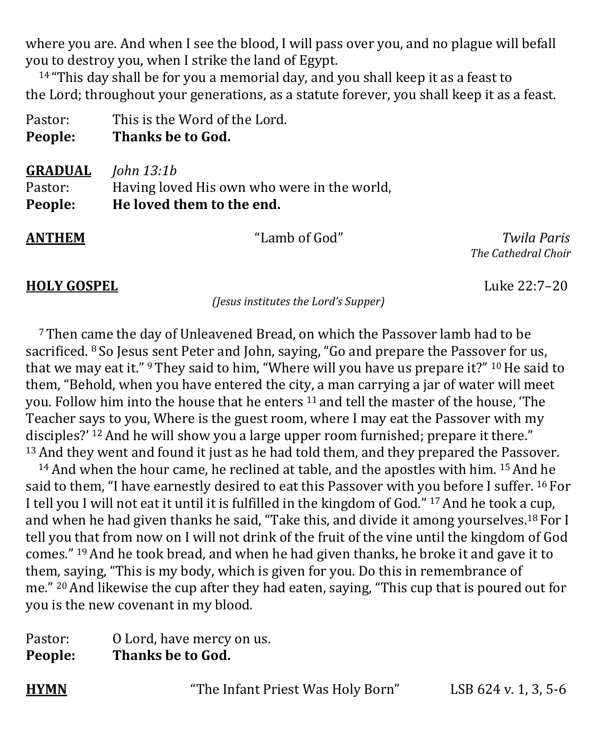where you are. And when I see the blood, I will pass over you, and no plague will befall you to destroy you, when I strike the land of Egypt.

[14] "This day shall be for you a memorial day, and you shall keep it as a feast to the Lord; throughout your generations, as a statute forever, you shall keep it as a feast.

Pastor: This is the Word of the Lord.
**People: Thanks be to God.**

**GRADUAL** *John 13:1b*
Pastor: Having loved His own who were in the world,
**People: He loved them to the end.**

**ANTHEM** "Lamb of God" *Twila Paris*
*The Cathedral Choir*

**HOLY GOSPEL** Luke 22:7–20
*(Jesus institutes the Lord's Supper)*

[7] Then came the day of Unleavened Bread, on which the Passover lamb had to be sacrificed. [8] So Jesus sent Peter and John, saying, "Go and prepare the Passover for us, that we may eat it." [9] They said to him, "Where will you have us prepare it?" [10] He said to them, "Behold, when you have entered the city, a man carrying a jar of water will meet you. Follow him into the house that he enters [11] and tell the master of the house, 'The Teacher says to you, Where is the guest room, where I may eat the Passover with my disciples?' [12] And he will show you a large upper room furnished; prepare it there." [13] And they went and found it just as he had told them, and they prepared the Passover.

[14] And when the hour came, he reclined at table, and the apostles with him. [15] And he said to them, "I have earnestly desired to eat this Passover with you before I suffer. [16] For I tell you I will not eat it until it is fulfilled in the kingdom of God." [17] And he took a cup, and when he had given thanks he said, "Take this, and divide it among yourselves.[18] For I tell you that from now on I will not drink of the fruit of the vine until the kingdom of God comes." [19] And he took bread, and when he had given thanks, he broke it and gave it to them, saying, "This is my body, which is given for you. Do this in remembrance of me." [20] And likewise the cup after they had eaten, saying, "This cup that is poured out for you is the new covenant in my blood.

Pastor: O Lord, have mercy on us.
**People: Thanks be to God.**

**HYMN** "The Infant Priest Was Holy Born" LSB 624 v. 1, 3, 5-6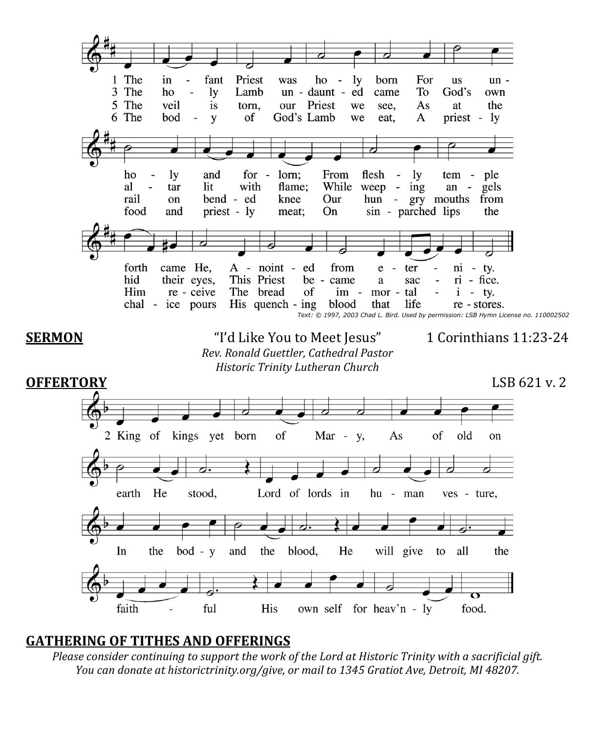1 The infant Priest was holy born For us unholy and forlorn; From fleshly temple forth came He, Anointed from eternity.

3 The holy Lamb undaunted came To God's own altar lit with flame; While weeping angels hid their eyes, This Priest became a sacrifice.

5 The veil is torn, our Priest we see, As at the rail on bended knee Our hungry mouths from Him receive The bread of immortality.

6 The body of God's Lamb we eat, A priestly food and priestly meat; On sin-parched lips the chalice pours His quenching blood that life restores.

*Text: © 1997, 2003 Chad L. Bird. Used by permission: LSB Hymn License no. 110002502*

**SERMON** "I'd Like You to Meet Jesus" 1 Corinthians 11:23-24

*Rev. Ronald Guettler, Cathedral Pastor*
*Historic Trinity Lutheran Church*

**OFFERTORY** LSB 621 v. 2

2 King of kings yet born of Mary, As of old on earth He stood, Lord of lords in human vesture, In the body and the blood, He will give to all the faithful His own self for heav'nly food.

**GATHERING OF TITHES AND OFFERINGS**

*Please consider continuing to support the work of the Lord at Historic Trinity with a sacrificial gift. You can donate at historictrinity.org/give, or mail to 1345 Gratiot Ave, Detroit, MI 48207.*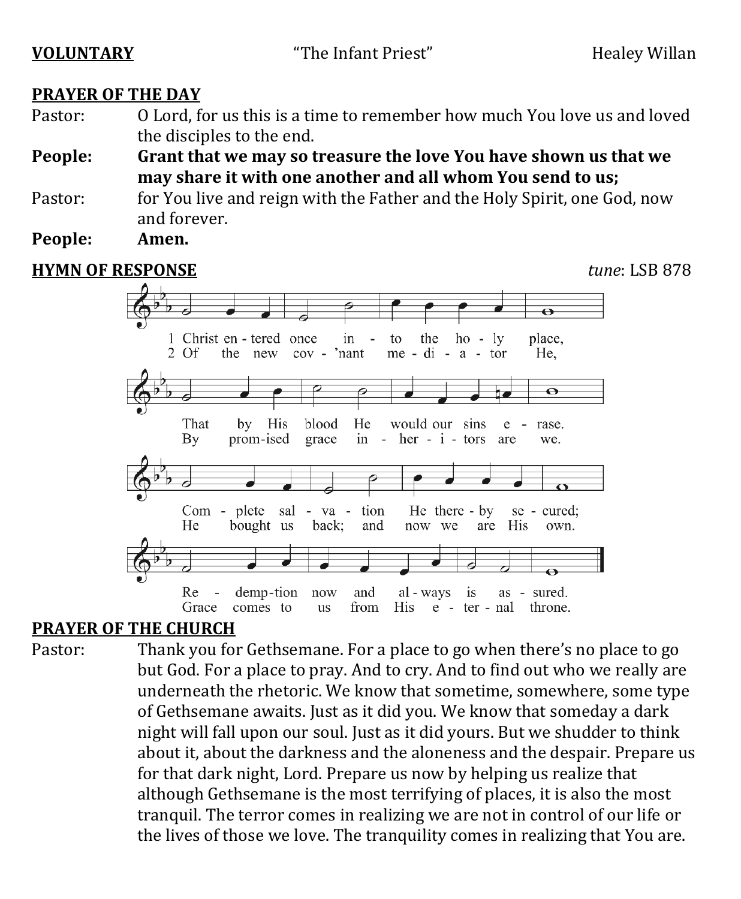**VOLUNTARY** "The Infant Priest" Healey Willan

**PRAYER OF THE DAY**

Pastor: O Lord, for us this is a time to remember how much You love us and loved the disciples to the end.

**People: Grant that we may so treasure the love You have shown us that we may share it with one another and all whom You send to us;**

Pastor: for You live and reign with the Father and the Holy Spirit, one God, now and forever.

**People: Amen.**

**HYMN OF RESPONSE** *tune*: LSB 878

1 Christ entered once into the holy place,
That by His blood He would our sins erase.
Complete salvation He thereby secured;
Redemption now and always is assured.

2 Of the new cov'nant mediator He,
By promised grace inheritors are we.
He bought us back; and now we are His own.
Grace comes to us from His eternal throne.

**PRAYER OF THE CHURCH**

Pastor: Thank you for Gethsemane. For a place to go when there's no place to go but God. For a place to pray. And to cry. And to find out who we really are underneath the rhetoric. We know that sometime, somewhere, some type of Gethsemane awaits. Just as it did you. We know that someday a dark night will fall upon our soul. Just as it did yours. But we shudder to think about it, about the darkness and the aloneness and the despair. Prepare us for that dark night, Lord. Prepare us now by helping us realize that although Gethsemane is the most terrifying of places, it is also the most tranquil. The terror comes in realizing we are not in control of our life or the lives of those we love. The tranquility comes in realizing that You are.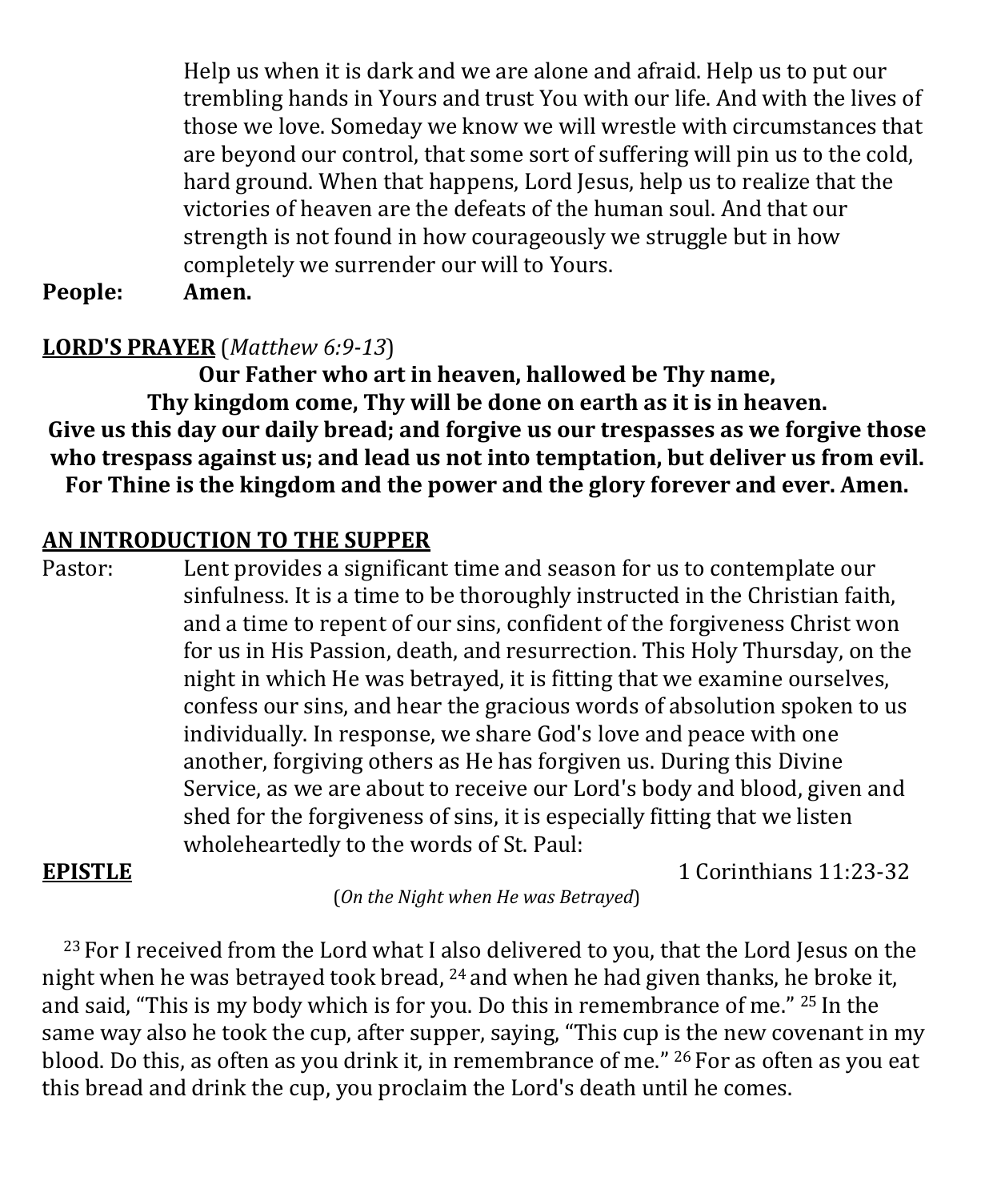Help us when it is dark and we are alone and afraid. Help us to put our trembling hands in Yours and trust You with our life. And with the lives of those we love. Someday we know we will wrestle with circumstances that are beyond our control, that some sort of suffering will pin us to the cold, hard ground. When that happens, Lord Jesus, help us to realize that the victories of heaven are the defeats of the human soul. And that our strength is not found in how courageously we struggle but in how completely we surrender our will to Yours.

**People:** **Amen.**

**LORD'S PRAYER** (*Matthew 6:9-13*)

**Our Father who art in heaven, hallowed be Thy name,**
**Thy kingdom come, Thy will be done on earth as it is in heaven.**
**Give us this day our daily bread; and forgive us our trespasses as we forgive those who trespass against us; and lead us not into temptation, but deliver us from evil.**
**For Thine is the kingdom and the power and the glory forever and ever. Amen.**

**AN INTRODUCTION TO THE SUPPER**

Pastor: Lent provides a significant time and season for us to contemplate our sinfulness. It is a time to be thoroughly instructed in the Christian faith, and a time to repent of our sins, confident of the forgiveness Christ won for us in His Passion, death, and resurrection. This Holy Thursday, on the night in which He was betrayed, it is fitting that we examine ourselves, confess our sins, and hear the gracious words of absolution spoken to us individually. In response, we share God's love and peace with one another, forgiving others as He has forgiven us. During this Divine Service, as we are about to receive our Lord's body and blood, given and shed for the forgiveness of sins, it is especially fitting that we listen wholeheartedly to the words of St. Paul:

**EPISTLE** 1 Corinthians 11:23-32

(*On the Night when He was Betrayed*)

[23] For I received from the Lord what I also delivered to you, that the Lord Jesus on the night when he was betrayed took bread, [24] and when he had given thanks, he broke it, and said, "This is my body which is for you. Do this in remembrance of me." [25] In the same way also he took the cup, after supper, saying, "This cup is the new covenant in my blood. Do this, as often as you drink it, in remembrance of me." [26] For as often as you eat this bread and drink the cup, you proclaim the Lord's death until he comes.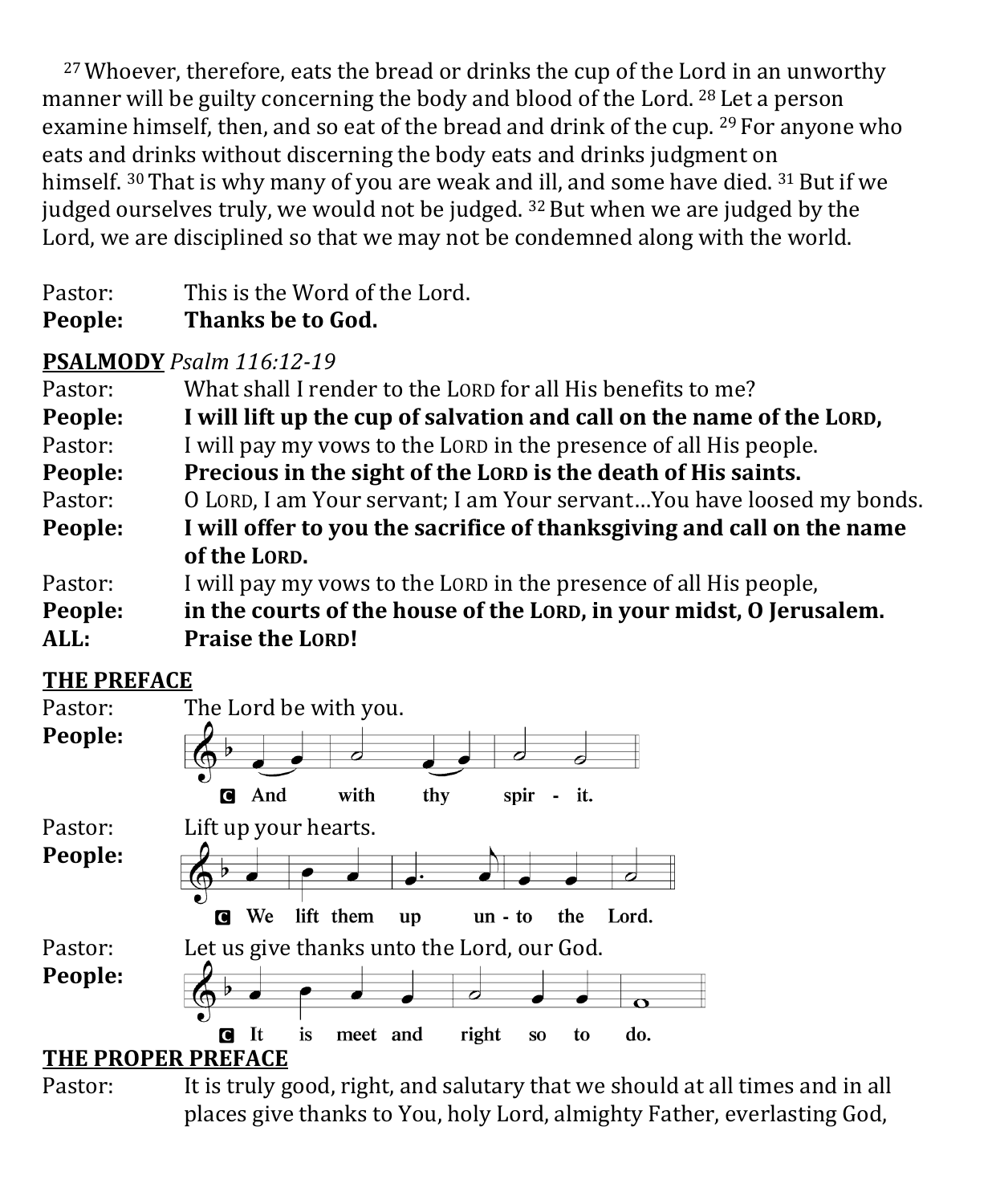[27] Whoever, therefore, eats the bread or drinks the cup of the Lord in an unworthy manner will be guilty concerning the body and blood of the Lord. [28] Let a person examine himself, then, and so eat of the bread and drink of the cup. [29] For anyone who eats and drinks without discerning the body eats and drinks judgment on himself. [30] That is why many of you are weak and ill, and some have died. [31] But if we judged ourselves truly, we would not be judged. [32] But when we are judged by the Lord, we are disciplined so that we may not be condemned along with the world.

Pastor: This is the Word of the Lord.
**People: Thanks be to God.**

**PSALMODY** *Psalm 116:12-19*

Pastor: What shall I render to the LORD for all His benefits to me?
**People: I will lift up the cup of salvation and call on the name of the LORD,**
Pastor: I will pay my vows to the LORD in the presence of all His people.
**People: Precious in the sight of the LORD is the death of His saints.**
Pastor: O LORD, I am Your servant; I am Your servant…You have loosed my bonds.
**People: I will offer to you the sacrifice of thanksgiving and call on the name of the LORD.**
Pastor: I will pay my vows to the LORD in the presence of all His people,
**People: in the courts of the house of the LORD, in your midst, O Jerusalem.**
**ALL: Praise the LORD!**

**THE PREFACE**

Pastor: The Lord be with you.
**People:** And with thy spir - it.

Pastor: Lift up your hearts.
**People:** We lift them up un - to the Lord.

Pastor: Let us give thanks unto the Lord, our God.
**People:** It is meet and right so to do.

**THE PROPER PREFACE**

Pastor: It is truly good, right, and salutary that we should at all times and in all places give thanks to You, holy Lord, almighty Father, everlasting God,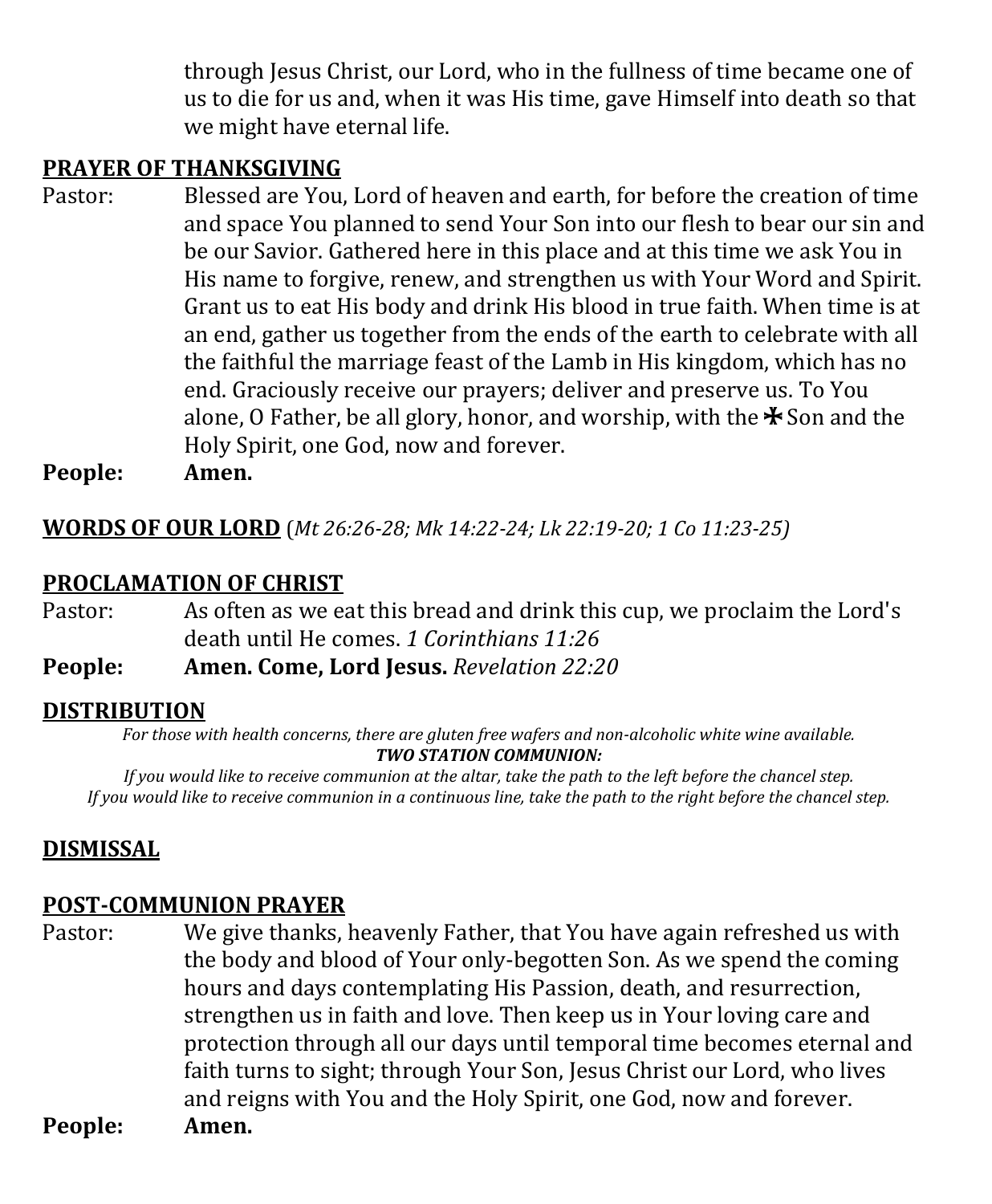through Jesus Christ, our Lord, who in the fullness of time became one of us to die for us and, when it was His time, gave Himself into death so that we might have eternal life.

## PRAYER OF THANKSGIVING

Pastor: Blessed are You, Lord of heaven and earth, for before the creation of time and space You planned to send Your Son into our flesh to bear our sin and be our Savior. Gathered here in this place and at this time we ask You in His name to forgive, renew, and strengthen us with Your Word and Spirit. Grant us to eat His body and drink His blood in true faith. When time is at an end, gather us together from the ends of the earth to celebrate with all the faithful the marriage feast of the Lamb in His kingdom, which has no end. Graciously receive our prayers; deliver and preserve us. To You alone, O Father, be all glory, honor, and worship, with the ✠ Son and the Holy Spirit, one God, now and forever.

**People: Amen.**

## WORDS OF OUR LORD (*Mt 26:26-28; Mk 14:22-24; Lk 22:19-20; 1 Co 11:23-25)*

## PROCLAMATION OF CHRIST

Pastor: As often as we eat this bread and drink this cup, we proclaim the Lord's death until He comes. *1 Corinthians 11:26*

**People: Amen. Come, Lord Jesus.** *Revelation 22:20*

## DISTRIBUTION

*For those with health concerns, there are gluten free wafers and non-alcoholic white wine available.*

***TWO STATION COMMUNION:***

*If you would like to receive communion at the altar, take the path to the left before the chancel step.*
*If you would like to receive communion in a continuous line, take the path to the right before the chancel step.*

## DISMISSAL

## POST-COMMUNION PRAYER

Pastor: We give thanks, heavenly Father, that You have again refreshed us with the body and blood of Your only-begotten Son. As we spend the coming hours and days contemplating His Passion, death, and resurrection, strengthen us in faith and love. Then keep us in Your loving care and protection through all our days until temporal time becomes eternal and faith turns to sight; through Your Son, Jesus Christ our Lord, who lives and reigns with You and the Holy Spirit, one God, now and forever.

**People: Amen.**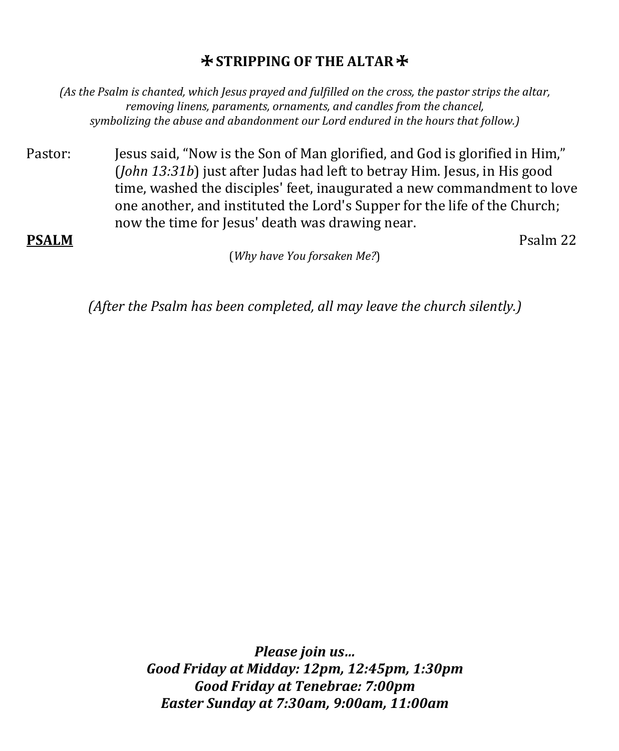## ✠ STRIPPING OF THE ALTAR ✠

*(As the Psalm is chanted, which Jesus prayed and fulfilled on the cross, the pastor strips the altar, removing linens, paraments, ornaments, and candles from the chancel, symbolizing the abuse and abandonment our Lord endured in the hours that follow.)*

Pastor: Jesus said, "Now is the Son of Man glorified, and God is glorified in Him," (*John 13:31b*) just after Judas had left to betray Him. Jesus, in His good time, washed the disciples' feet, inaugurated a new commandment to love one another, and instituted the Lord's Supper for the life of the Church; now the time for Jesus' death was drawing near.

**PSALM** Psalm 22

(*Why have You forsaken Me?*)

*(After the Psalm has been completed, all may leave the church silently.)*

***Please join us…***
***Good Friday at Midday: 12pm, 12:45pm, 1:30pm***
***Good Friday at Tenebrae: 7:00pm***
***Easter Sunday at 7:30am, 9:00am, 11:00am***